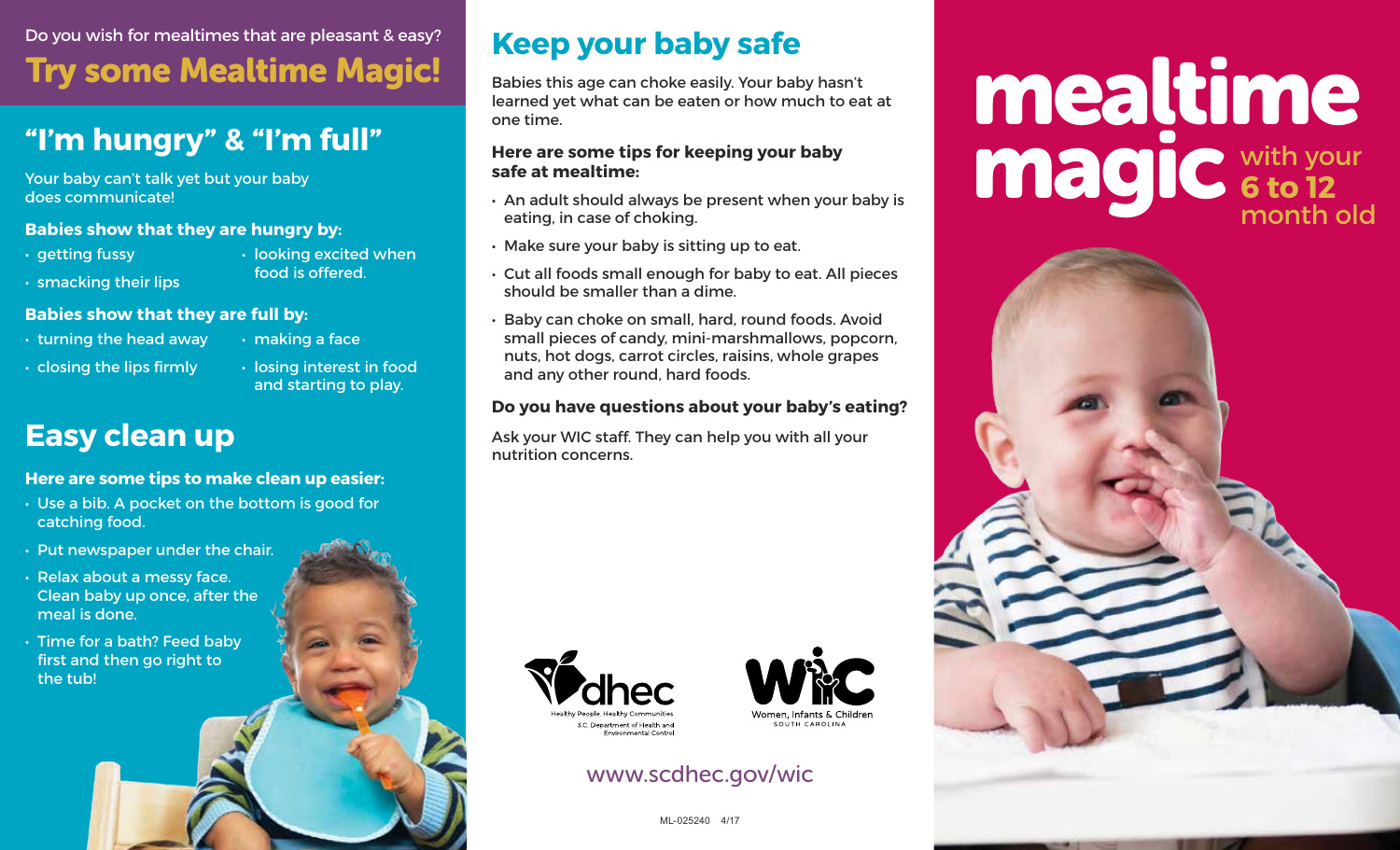# mealtime magic with your 6 to 12 month old

Do you wish for mealtimes that are pleasant & easy?

## Try some Mealtime Magic!

## "I'm hungry" & "I'm full"

Your baby can't talk yet but your baby does communicate!

**Babies show that they are hungry by:**

- getting fussy
- smacking their lips
- looking excited when food is offered.

**Babies show that they are full by:**

- turning the head away
- closing the lips firmly
- making a face
- losing interest in food and starting to play.

## Easy clean up

**Here are some tips to make clean up easier:**

- Use a bib. A pocket on the bottom is good for catching food.
- Put newspaper under the chair.
- Relax about a messy face. Clean baby up once, after the meal is done.
- Time for a bath? Feed baby first and then go right to the tub!

## Keep your baby safe

Babies this age can choke easily. Your baby hasn't learned yet what can be eaten or how much to eat at one time.

**Here are some tips for keeping your baby safe at mealtime:**

- An adult should always be present when your baby is eating, in case of choking.
- Make sure your baby is sitting up to eat.
- Cut all foods small enough for baby to eat. All pieces should be smaller than a dime.
- Baby can choke on small, hard, round foods. Avoid small pieces of candy, mini-marshmallows, popcorn, nuts, hot dogs, carrot circles, raisins, whole grapes and any other round, hard foods.

**Do you have questions about your baby's eating?**

Ask your WIC staff. They can help you with all your nutrition concerns.

dhec — Healthy People. Healthy Communities. S.C. Department of Health and Environmental Control

WIC — Women, Infants & Children SOUTH CAROLINA

www.scdhec.gov/wic

ML-025240 4/17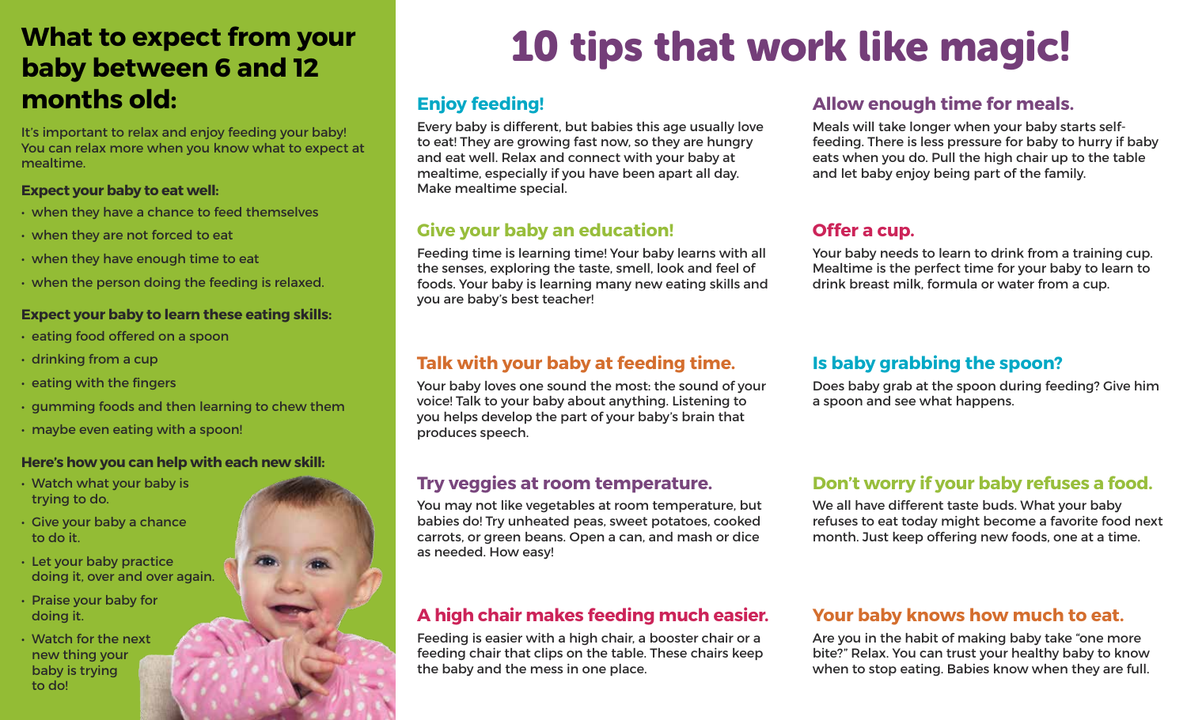## What to expect from your baby between 6 and 12 months old:

It's important to relax and enjoy feeding your baby! You can relax more when you know what to expect at mealtime.

**Expect your baby to eat well:**

- when they have a chance to feed themselves
- when they are not forced to eat
- when they have enough time to eat
- when the person doing the feeding is relaxed.

**Expect your baby to learn these eating skills:**

- eating food offered on a spoon
- drinking from a cup
- eating with the fingers
- gumming foods and then learning to chew them
- maybe even eating with a spoon!

**Here's how you can help with each new skill:**

- Watch what your baby is trying to do.
- Give your baby a chance to do it.
- Let your baby practice doing it, over and over again.
- Praise your baby for doing it.
- Watch for the next new thing your baby is trying to do!

# 10 tips that work like magic!

### Enjoy feeding!

Every baby is different, but babies this age usually love to eat! They are growing fast now, so they are hungry and eat well. Relax and connect with your baby at mealtime, especially if you have been apart all day. Make mealtime special.

### Give your baby an education!

Feeding time is learning time! Your baby learns with all the senses, exploring the taste, smell, look and feel of foods. Your baby is learning many new eating skills and you are baby's best teacher!

### Talk with your baby at feeding time.

Your baby loves one sound the most: the sound of your voice! Talk to your baby about anything. Listening to you helps develop the part of your baby's brain that produces speech.

### Try veggies at room temperature.

You may not like vegetables at room temperature, but babies do! Try unheated peas, sweet potatoes, cooked carrots, or green beans. Open a can, and mash or dice as needed. How easy!

### A high chair makes feeding much easier.

Feeding is easier with a high chair, a booster chair or a feeding chair that clips on the table. These chairs keep the baby and the mess in one place.

### Allow enough time for meals.

Meals will take longer when your baby starts self-feeding. There is less pressure for baby to hurry if baby eats when you do. Pull the high chair up to the table and let baby enjoy being part of the family.

### Offer a cup.

Your baby needs to learn to drink from a training cup. Mealtime is the perfect time for your baby to learn to drink breast milk, formula or water from a cup.

### Is baby grabbing the spoon?

Does baby grab at the spoon during feeding? Give him a spoon and see what happens.

### Don't worry if your baby refuses a food.

We all have different taste buds. What your baby refuses to eat today might become a favorite food next month. Just keep offering new foods, one at a time.

### Your baby knows how much to eat.

Are you in the habit of making baby take "one more bite?" Relax. You can trust your healthy baby to know when to stop eating. Babies know when they are full.